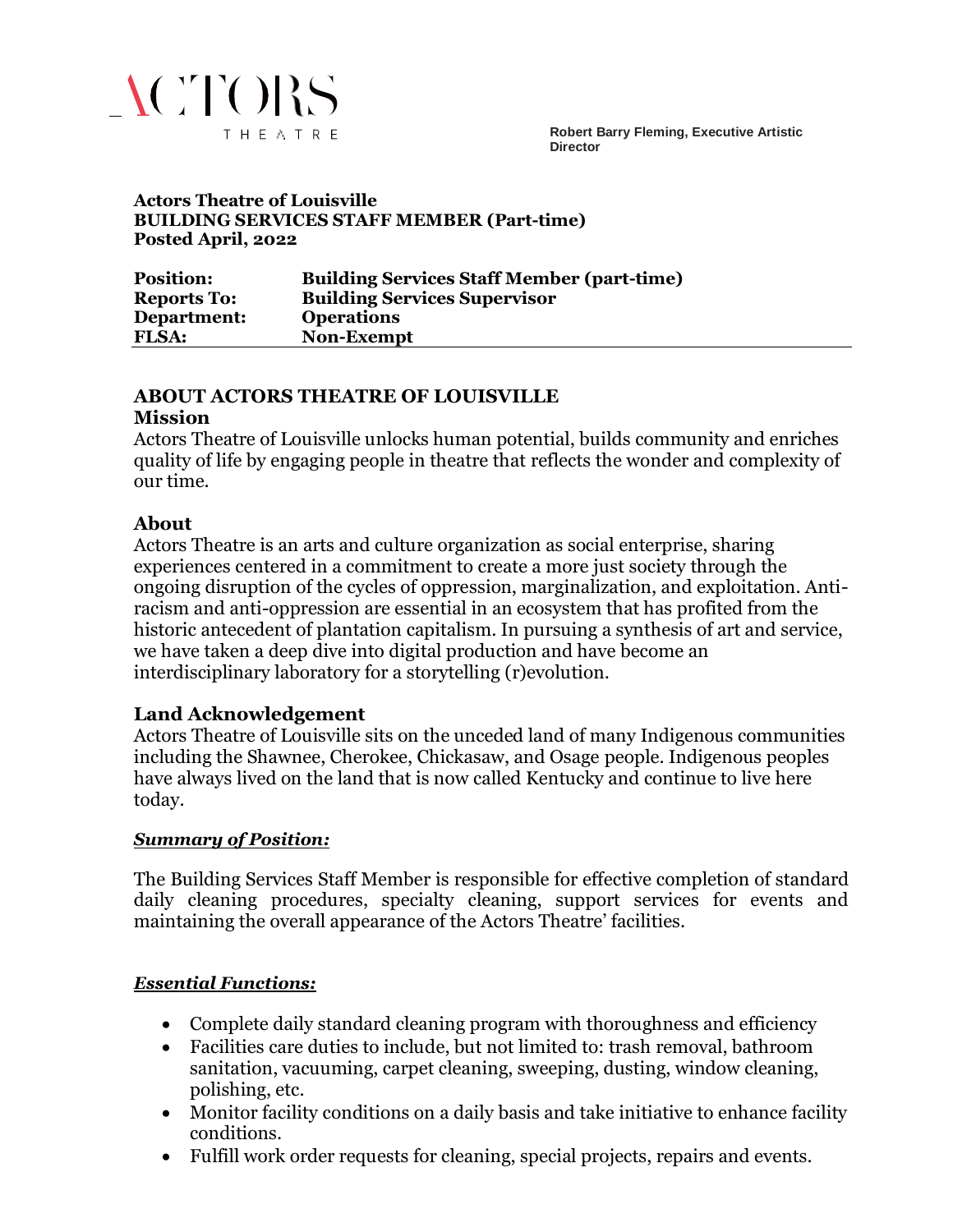ACTORS THEATRE

**Robert Barry Fleming, Executive Artistic Director**

**Actors Theatre of Louisville**
**BUILDING SERVICES STAFF MEMBER (Part-time)**
**Posted April, 2022**

| | |
|---|---|
| **Position:** | **Building Services Staff Member (part-time)** |
| **Reports To:** | **Building Services Supervisor** |
| **Department:** | **Operations** |
| **FLSA:** | **Non-Exempt** |

## ABOUT ACTORS THEATRE OF LOUISVILLE

### Mission

Actors Theatre of Louisville unlocks human potential, builds community and enriches quality of life by engaging people in theatre that reflects the wonder and complexity of our time.

### About

Actors Theatre is an arts and culture organization as social enterprise, sharing experiences centered in a commitment to create a more just society through the ongoing disruption of the cycles of oppression, marginalization, and exploitation. Anti-racism and anti-oppression are essential in an ecosystem that has profited from the historic antecedent of plantation capitalism. In pursuing a synthesis of art and service, we have taken a deep dive into digital production and have become an interdisciplinary laboratory for a storytelling (r)evolution.

### Land Acknowledgement

Actors Theatre of Louisville sits on the unceded land of many Indigenous communities including the Shawnee, Cherokee, Chickasaw, and Osage people. Indigenous peoples have always lived on the land that is now called Kentucky and continue to live here today.

***Summary of Position:***

The Building Services Staff Member is responsible for effective completion of standard daily cleaning procedures, specialty cleaning, support services for events and maintaining the overall appearance of the Actors Theatre' facilities.

***Essential Functions:***

- Complete daily standard cleaning program with thoroughness and efficiency
- Facilities care duties to include, but not limited to: trash removal, bathroom sanitation, vacuuming, carpet cleaning, sweeping, dusting, window cleaning, polishing, etc.
- Monitor facility conditions on a daily basis and take initiative to enhance facility conditions.
- Fulfill work order requests for cleaning, special projects, repairs and events.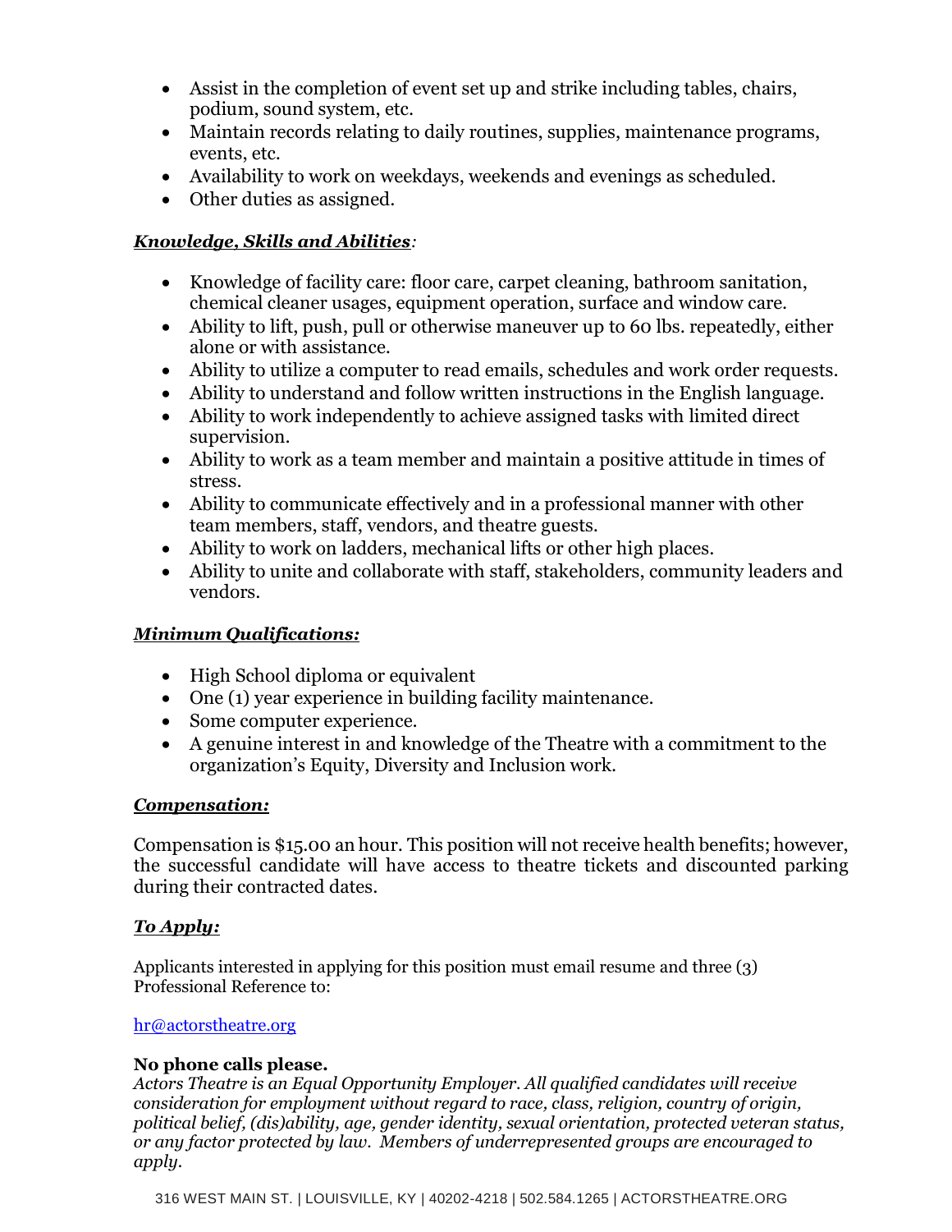- Assist in the completion of event set up and strike including tables, chairs, podium, sound system, etc.
- Maintain records relating to daily routines, supplies, maintenance programs, events, etc.
- Availability to work on weekdays, weekends and evenings as scheduled.
- Other duties as assigned.

***Knowledge, Skills and Abilities****:*

- Knowledge of facility care: floor care, carpet cleaning, bathroom sanitation, chemical cleaner usages, equipment operation, surface and window care.
- Ability to lift, push, pull or otherwise maneuver up to 60 lbs. repeatedly, either alone or with assistance.
- Ability to utilize a computer to read emails, schedules and work order requests.
- Ability to understand and follow written instructions in the English language.
- Ability to work independently to achieve assigned tasks with limited direct supervision.
- Ability to work as a team member and maintain a positive attitude in times of stress.
- Ability to communicate effectively and in a professional manner with other team members, staff, vendors, and theatre guests.
- Ability to work on ladders, mechanical lifts or other high places.
- Ability to unite and collaborate with staff, stakeholders, community leaders and vendors.

***Minimum Qualifications:***

- High School diploma or equivalent
- One (1) year experience in building facility maintenance.
- Some computer experience.
- A genuine interest in and knowledge of the Theatre with a commitment to the organization's Equity, Diversity and Inclusion work.

***Compensation:***

Compensation is $15.00 an hour. This position will not receive health benefits; however, the successful candidate will have access to theatre tickets and discounted parking during their contracted dates.

***To Apply:***

Applicants interested in applying for this position must email resume and three (3) Professional Reference to:

hr@actorstheatre.org

**No phone calls please.**
*Actors Theatre is an Equal Opportunity Employer. All qualified candidates will receive consideration for employment without regard to race, class, religion, country of origin, political belief, (dis)ability, age, gender identity, sexual orientation, protected veteran status, or any factor protected by law. Members of underrepresented groups are encouraged to apply.*